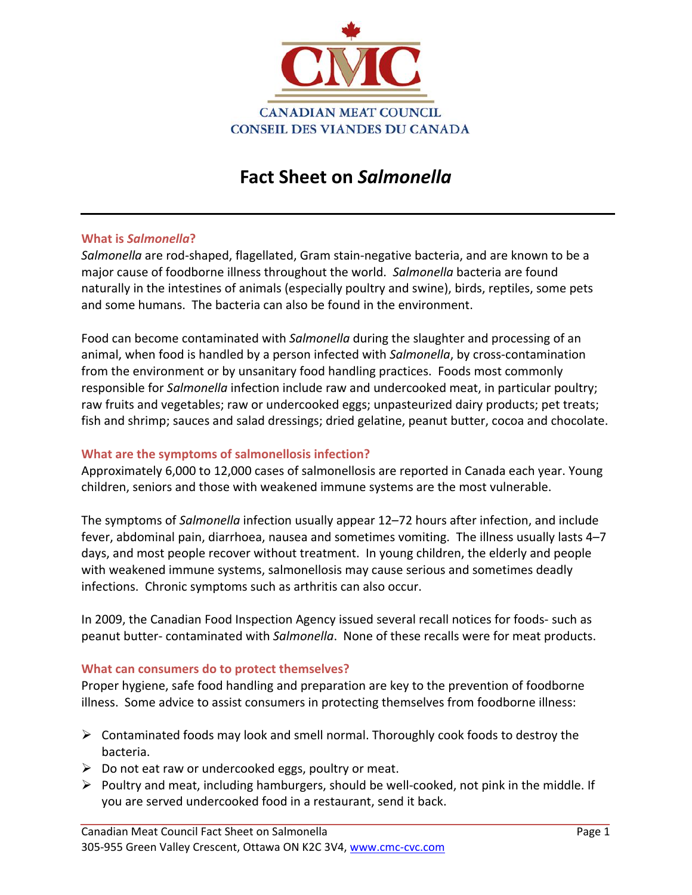CMC

CANADIAN MEAT COUNCIL
CONSEIL DES VIANDES DU CANADA

# Fact Sheet on *Salmonella*

## What is *Salmonella*?

*Salmonella* are rod-shaped, flagellated, Gram stain-negative bacteria, and are known to be a major cause of foodborne illness throughout the world. *Salmonella* bacteria are found naturally in the intestines of animals (especially poultry and swine), birds, reptiles, some pets and some humans. The bacteria can also be found in the environment.

Food can become contaminated with *Salmonella* during the slaughter and processing of an animal, when food is handled by a person infected with *Salmonella*, by cross-contamination from the environment or by unsanitary food handling practices. Foods most commonly responsible for *Salmonella* infection include raw and undercooked meat, in particular poultry; raw fruits and vegetables; raw or undercooked eggs; unpasteurized dairy products; pet treats; fish and shrimp; sauces and salad dressings; dried gelatine, peanut butter, cocoa and chocolate.

## What are the symptoms of salmonellosis infection?

Approximately 6,000 to 12,000 cases of salmonellosis are reported in Canada each year. Young children, seniors and those with weakened immune systems are the most vulnerable.

The symptoms of *Salmonella* infection usually appear 12–72 hours after infection, and include fever, abdominal pain, diarrhoea, nausea and sometimes vomiting. The illness usually lasts 4–7 days, and most people recover without treatment. In young children, the elderly and people with weakened immune systems, salmonellosis may cause serious and sometimes deadly infections. Chronic symptoms such as arthritis can also occur.

In 2009, the Canadian Food Inspection Agency issued several recall notices for foods- such as peanut butter- contaminated with *Salmonella*. None of these recalls were for meat products.

## What can consumers do to protect themselves?

Proper hygiene, safe food handling and preparation are key to the prevention of foodborne illness. Some advice to assist consumers in protecting themselves from foodborne illness:

- Contaminated foods may look and smell normal. Thoroughly cook foods to destroy the bacteria.
- Do not eat raw or undercooked eggs, poultry or meat.
- Poultry and meat, including hamburgers, should be well-cooked, not pink in the middle. If you are served undercooked food in a restaurant, send it back.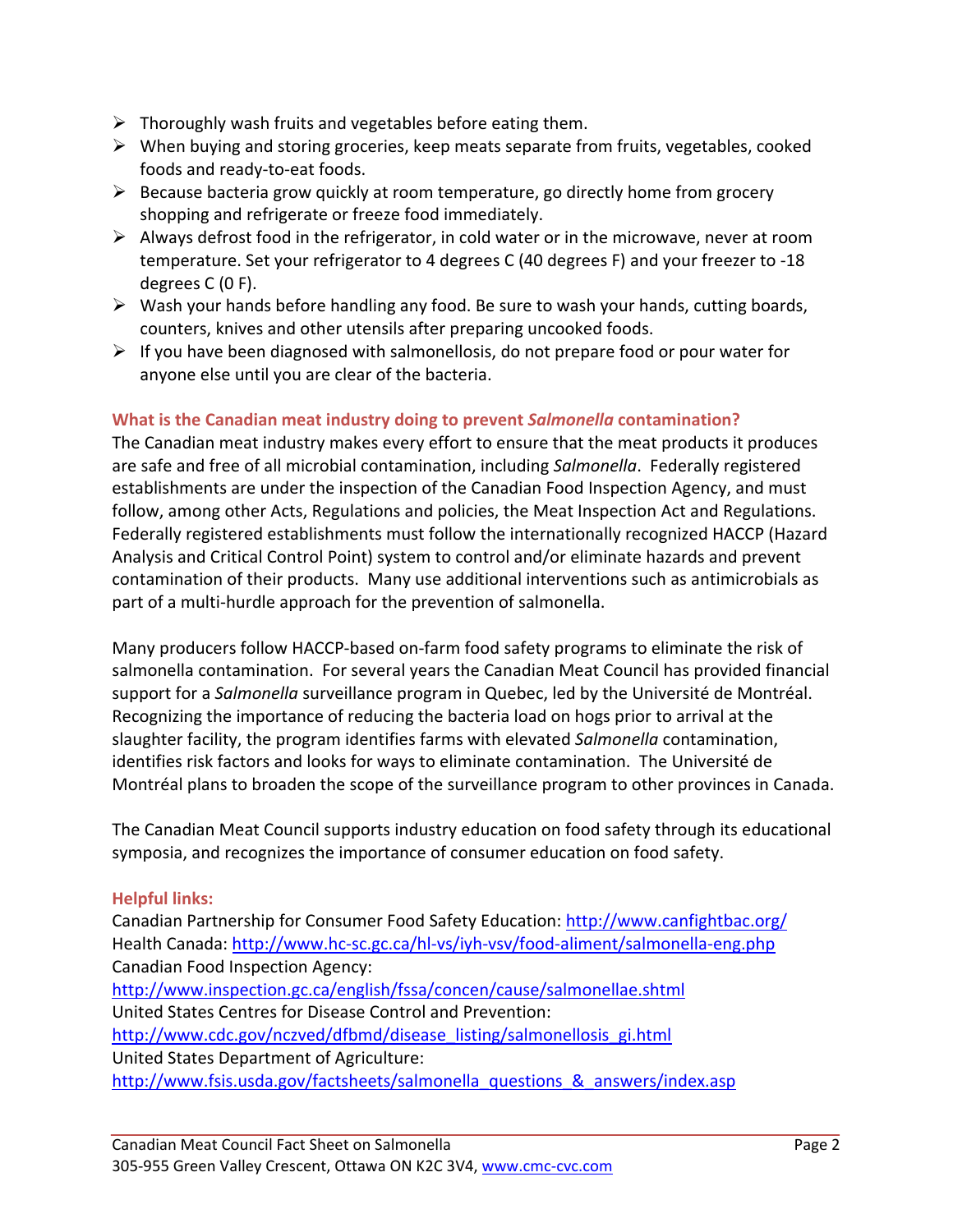- Thoroughly wash fruits and vegetables before eating them.
- When buying and storing groceries, keep meats separate from fruits, vegetables, cooked foods and ready-to-eat foods.
- Because bacteria grow quickly at room temperature, go directly home from grocery shopping and refrigerate or freeze food immediately.
- Always defrost food in the refrigerator, in cold water or in the microwave, never at room temperature. Set your refrigerator to 4 degrees C (40 degrees F) and your freezer to -18 degrees C (0 F).
- Wash your hands before handling any food. Be sure to wash your hands, cutting boards, counters, knives and other utensils after preparing uncooked foods.
- If you have been diagnosed with salmonellosis, do not prepare food or pour water for anyone else until you are clear of the bacteria.

## What is the Canadian meat industry doing to prevent *Salmonella* contamination?

The Canadian meat industry makes every effort to ensure that the meat products it produces are safe and free of all microbial contamination, including *Salmonella*. Federally registered establishments are under the inspection of the Canadian Food Inspection Agency, and must follow, among other Acts, Regulations and policies, the Meat Inspection Act and Regulations. Federally registered establishments must follow the internationally recognized HACCP (Hazard Analysis and Critical Control Point) system to control and/or eliminate hazards and prevent contamination of their products. Many use additional interventions such as antimicrobials as part of a multi-hurdle approach for the prevention of salmonella.

Many producers follow HACCP-based on-farm food safety programs to eliminate the risk of salmonella contamination. For several years the Canadian Meat Council has provided financial support for a *Salmonella* surveillance program in Quebec, led by the Université de Montréal. Recognizing the importance of reducing the bacteria load on hogs prior to arrival at the slaughter facility, the program identifies farms with elevated *Salmonella* contamination, identifies risk factors and looks for ways to eliminate contamination. The Université de Montréal plans to broaden the scope of the surveillance program to other provinces in Canada.

The Canadian Meat Council supports industry education on food safety through its educational symposia, and recognizes the importance of consumer education on food safety.

## Helpful links:

Canadian Partnership for Consumer Food Safety Education: http://www.canfightbac.org/
Health Canada: http://www.hc-sc.gc.ca/hl-vs/iyh-vsv/food-aliment/salmonella-eng.php
Canadian Food Inspection Agency:
http://www.inspection.gc.ca/english/fssa/concen/cause/salmonellae.shtml
United States Centres for Disease Control and Prevention:
http://www.cdc.gov/nczved/dfbmd/disease_listing/salmonellosis_gi.html
United States Department of Agriculture:
http://www.fsis.usda.gov/factsheets/salmonella_questions_&_answers/index.asp